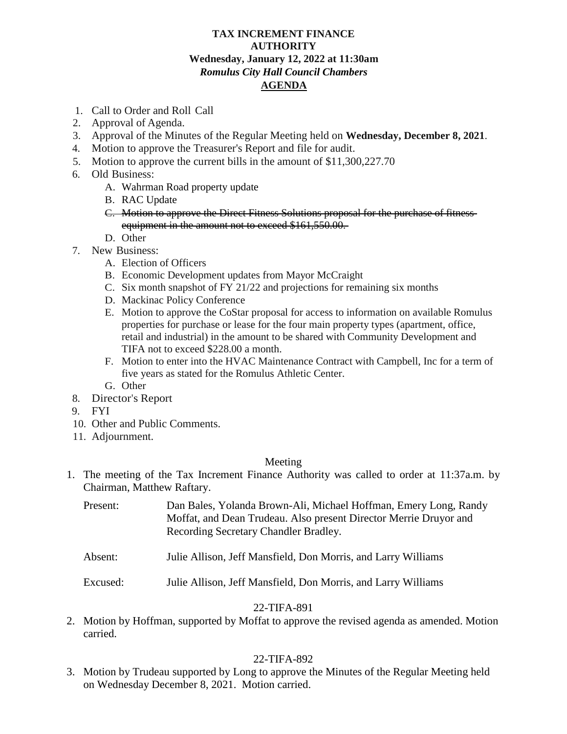**TAX INCREMENT FINANCE AUTHORITY**
**Wednesday, January 12, 2022 at 11:30am**
***Romulus City Hall Council Chambers***
**AGENDA**

1. Call to Order and Roll Call
2. Approval of Agenda.
3. Approval of the Minutes of the Regular Meeting held on **Wednesday, December 8, 2021**.
4. Motion to approve the Treasurer's Report and file for audit.
5. Motion to approve the current bills in the amount of $11,300,227.70
6. Old Business:
   A. Wahrman Road property update
   B. RAC Update
   C. ~~Motion to approve the Direct Fitness Solutions proposal for the purchase of fitness equipment in the amount not to exceed $161,550.00.~~
   D. Other
7. New Business:
   A. Election of Officers
   B. Economic Development updates from Mayor McCraight
   C. Six month snapshot of FY 21/22 and projections for remaining six months
   D. Mackinac Policy Conference
   E. Motion to approve the CoStar proposal for access to information on available Romulus properties for purchase or lease for the four main property types (apartment, office, retail and industrial) in the amount to be shared with Community Development and TIFA not to exceed $228.00 a month.
   F. Motion to enter into the HVAC Maintenance Contract with Campbell, Inc for a term of five years as stated for the Romulus Athletic Center.
   G. Other
8. Director's Report
9. FYI
10. Other and Public Comments.
11. Adjournment.

Meeting

1. The meeting of the Tax Increment Finance Authority was called to order at 11:37a.m. by Chairman, Matthew Raftary.

   Present: Dan Bales, Yolanda Brown-Ali, Michael Hoffman, Emery Long, Randy Moffat, and Dean Trudeau. Also present Director Merrie Druyor and Recording Secretary Chandler Bradley.

   Absent: Julie Allison, Jeff Mansfield, Don Morris, and Larry Williams

   Excused: Julie Allison, Jeff Mansfield, Don Morris, and Larry Williams

22-TIFA-891

2. Motion by Hoffman, supported by Moffat to approve the revised agenda as amended. Motion carried.

22-TIFA-892

3. Motion by Trudeau supported by Long to approve the Minutes of the Regular Meeting held on Wednesday December 8, 2021. Motion carried.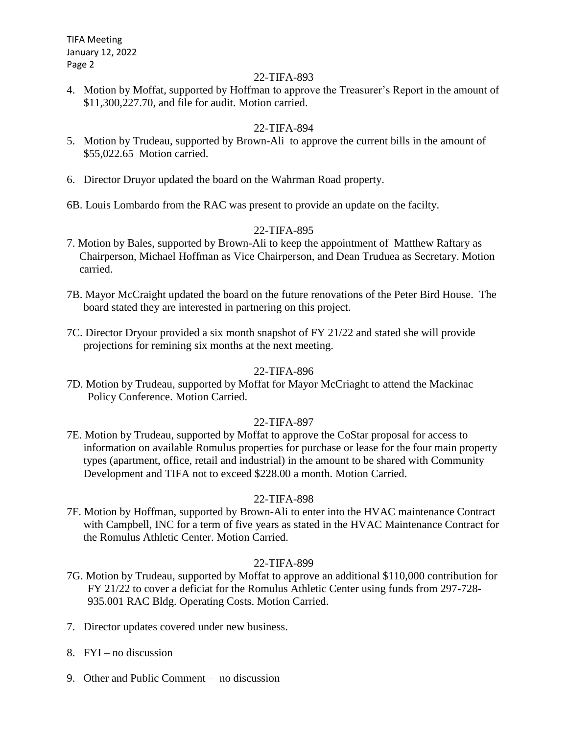22-TIFA-893

4. Motion by Moffat, supported by Hoffman to approve the Treasurer's Report in the amount of $11,300,227.70, and file for audit. Motion carried.

22-TIFA-894

5. Motion by Trudeau, supported by Brown-Ali to approve the current bills in the amount of $55,022.65 Motion carried.

6. Director Druyor updated the board on the Wahrman Road property.

6B. Louis Lombardo from the RAC was present to provide an update on the facilty.

22-TIFA-895

7. Motion by Bales, supported by Brown-Ali to keep the appointment of Matthew Raftary as Chairperson, Michael Hoffman as Vice Chairperson, and Dean Truduea as Secretary. Motion carried.

7B. Mayor McCraight updated the board on the future renovations of the Peter Bird House. The board stated they are interested in partnering on this project.

7C. Director Dryour provided a six month snapshot of FY 21/22 and stated she will provide projections for remining six months at the next meeting.

22-TIFA-896

7D. Motion by Trudeau, supported by Moffat for Mayor McCriaght to attend the Mackinac Policy Conference. Motion Carried.

22-TIFA-897

7E. Motion by Trudeau, supported by Moffat to approve the CoStar proposal for access to information on available Romulus properties for purchase or lease for the four main property types (apartment, office, retail and industrial) in the amount to be shared with Community Development and TIFA not to exceed $228.00 a month. Motion Carried.

22-TIFA-898

7F. Motion by Hoffman, supported by Brown-Ali to enter into the HVAC maintenance Contract with Campbell, INC for a term of five years as stated in the HVAC Maintenance Contract for the Romulus Athletic Center. Motion Carried.

22-TIFA-899

7G. Motion by Trudeau, supported by Moffat to approve an additional $110,000 contribution for FY 21/22 to cover a deficiat for the Romulus Athletic Center using funds from 297-728-935.001 RAC Bldg. Operating Costs. Motion Carried.

7. Director updates covered under new business.

8. FYI – no discussion

9. Other and Public Comment – no discussion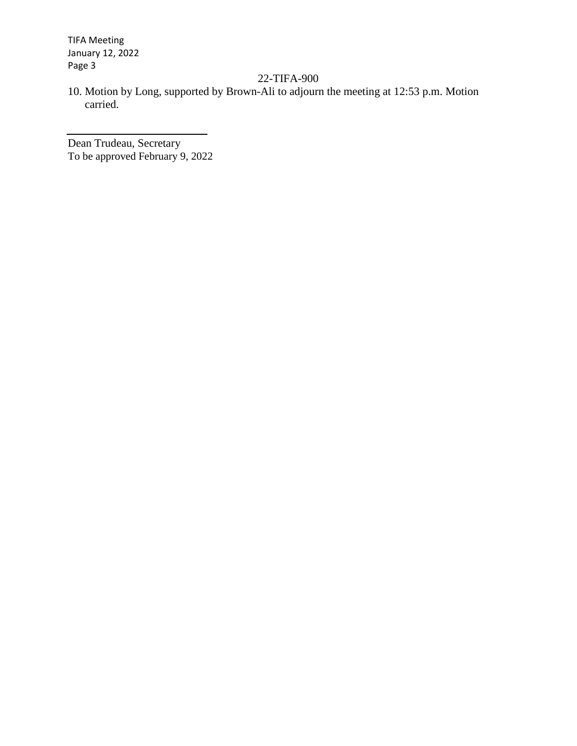22-TIFA-900

10. Motion by Long, supported by Brown-Ali to adjourn the meeting at 12:53 p.m. Motion carried.

\_\_\_\_\_\_\_\_\_\_\_\_\_\_\_\_\_\_\_\_\_\_\_\_\_\_\_\_

Dean Trudeau, Secretary

To be approved February 9, 2022